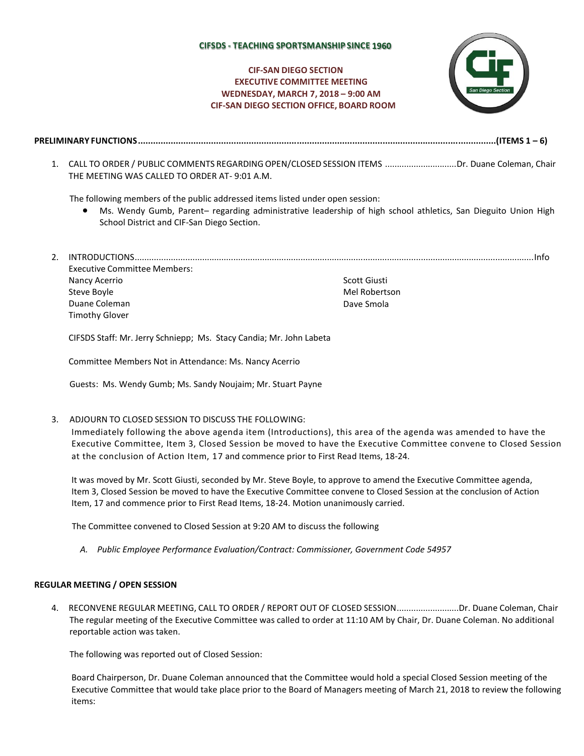**CIFSDS - TEACHING SPORTSMANSHIP SINCE 1960**

**CIF-SAN DIEGO SECTION**
**EXECUTIVE COMMITTEE MEETING**
**WEDNESDAY, MARCH 7, 2018 – 9:00 AM**
**CIF-SAN DIEGO SECTION OFFICE, BOARD ROOM**

**PRELIMINARY FUNCTIONS............................................................................................................(ITEMS 1 – 6)**

1. CALL TO ORDER / PUBLIC COMMENTS REGARDING OPEN/CLOSED SESSION ITEMS .............................Dr. Duane Coleman, Chair
   THE MEETING WAS CALLED TO ORDER AT- 9:01 A.M.

   The following members of the public addressed items listed under open session:
   - Ms. Wendy Gumb, Parent– regarding administrative leadership of high school athletics, San Dieguito Union High School District and CIF-San Diego Section.

2. INTRODUCTIONS..........................................................................................................Info
   Executive Committee Members:
   Nancy Acerrio
   Steve Boyle
   Duane Coleman
   Timothy Glover
   Scott Giusti
   Mel Robertson
   Dave Smola

   CIFSDS Staff: Mr. Jerry Schniepp; Ms. Stacy Candia; Mr. John Labeta

   Committee Members Not in Attendance: Ms. Nancy Acerrio

   Guests: Ms. Wendy Gumb; Ms. Sandy Noujaim; Mr. Stuart Payne

3. ADJOURN TO CLOSED SESSION TO DISCUSS THE FOLLOWING:
   Immediately following the above agenda item (Introductions), this area of the agenda was amended to have the Executive Committee, Item 3, Closed Session be moved to have the Executive Committee convene to Closed Session at the conclusion of Action Item, 17 and commence prior to First Read Items, 18-24.

   It was moved by Mr. Scott Giusti, seconded by Mr. Steve Boyle, to approve to amend the Executive Committee agenda, Item 3, Closed Session be moved to have the Executive Committee convene to Closed Session at the conclusion of Action Item, 17 and commence prior to First Read Items, 18-24. Motion unanimously carried.

   The Committee convened to Closed Session at 9:20 AM to discuss the following

   *A. Public Employee Performance Evaluation/Contract: Commissioner, Government Code 54957*

**REGULAR MEETING / OPEN SESSION**

4. RECONVENE REGULAR MEETING, CALL TO ORDER / REPORT OUT OF CLOSED SESSION..........................Dr. Duane Coleman, Chair
   The regular meeting of the Executive Committee was called to order at 11:10 AM by Chair, Dr. Duane Coleman. No additional reportable action was taken.

   The following was reported out of Closed Session:

   Board Chairperson, Dr. Duane Coleman announced that the Committee would hold a special Closed Session meeting of the Executive Committee that would take place prior to the Board of Managers meeting of March 21, 2018 to review the following items: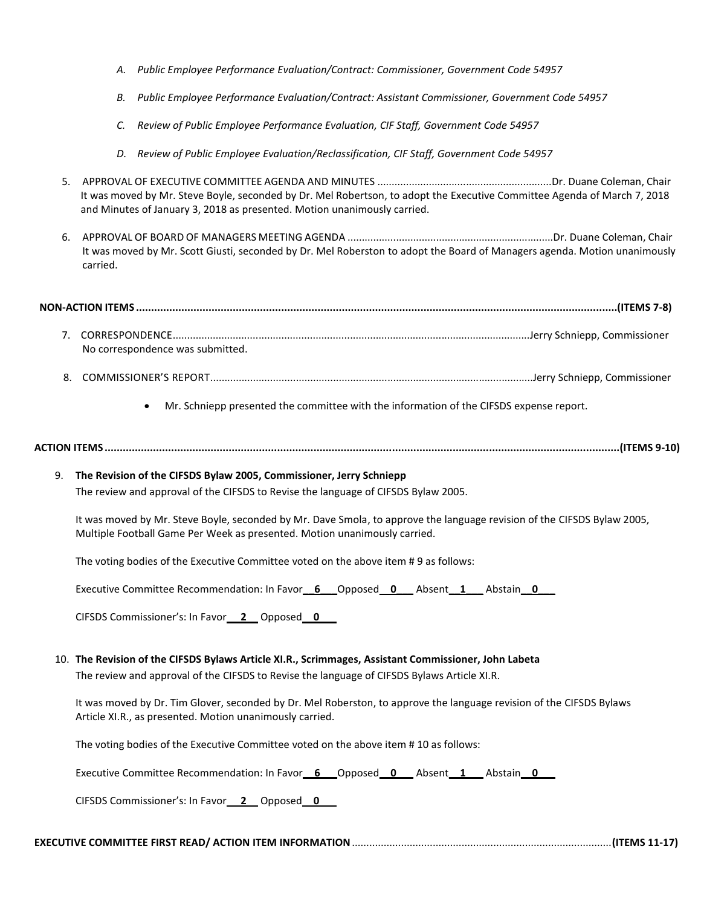*A. Public Employee Performance Evaluation/Contract: Commissioner, Government Code 54957*

*B. Public Employee Performance Evaluation/Contract: Assistant Commissioner, Government Code 54957*

*C. Review of Public Employee Performance Evaluation, CIF Staff, Government Code 54957*

*D. Review of Public Employee Evaluation/Reclassification, CIF Staff, Government Code 54957*

5. APPROVAL OF EXECUTIVE COMMITTEE AGENDA AND MINUTES ............................................................Dr. Duane Coleman, Chair
   It was moved by Mr. Steve Boyle, seconded by Dr. Mel Robertson, to adopt the Executive Committee Agenda of March 7, 2018 and Minutes of January 3, 2018 as presented. Motion unanimously carried.

6. APPROVAL OF BOARD OF MANAGERS MEETING AGENDA ......................................................................Dr. Duane Coleman, Chair
   It was moved by Mr. Scott Giusti, seconded by Dr. Mel Roberston to adopt the Board of Managers agenda. Motion unanimously carried.

**NON-ACTION ITEMS ............................................................................................................................................................(ITEMS 7-8)**

7. CORRESPONDENCE.........................................................................................................................Jerry Schniepp, Commissioner
   No correspondence was submitted.

8. COMMISSIONER'S REPORT...............................................................................................................Jerry Schniepp, Commissioner

   - Mr. Schniepp presented the committee with the information of the CIFSDS expense report.

**ACTION ITEMS ......................................................................................................................................................................(ITEMS 9-10)**

9. **The Revision of the CIFSDS Bylaw 2005, Commissioner, Jerry Schniepp**
   The review and approval of the CIFSDS to Revise the language of CIFSDS Bylaw 2005.

   It was moved by Mr. Steve Boyle, seconded by Mr. Dave Smola, to approve the language revision of the CIFSDS Bylaw 2005, Multiple Football Game Per Week as presented. Motion unanimously carried.

   The voting bodies of the Executive Committee voted on the above item # 9 as follows:

   Executive Committee Recommendation: In Favor **6** Opposed **0** Absent **1** Abstain **0**

   CIFSDS Commissioner's: In Favor **2** Opposed **0**

10. **The Revision of the CIFSDS Bylaws Article XI.R., Scrimmages, Assistant Commissioner, John Labeta**
    The review and approval of the CIFSDS to Revise the language of CIFSDS Bylaws Article XI.R.

    It was moved by Dr. Tim Glover, seconded by Dr. Mel Roberston, to approve the language revision of the CIFSDS Bylaws Article XI.R., as presented. Motion unanimously carried.

    The voting bodies of the Executive Committee voted on the above item # 10 as follows:

    Executive Committee Recommendation: In Favor **6** Opposed **0** Absent **1** Abstain **0**

    CIFSDS Commissioner's: In Favor **2** Opposed **0**

**EXECUTIVE COMMITTEE FIRST READ/ ACTION ITEM INFORMATION** .........................................................................................**(ITEMS 11-17)**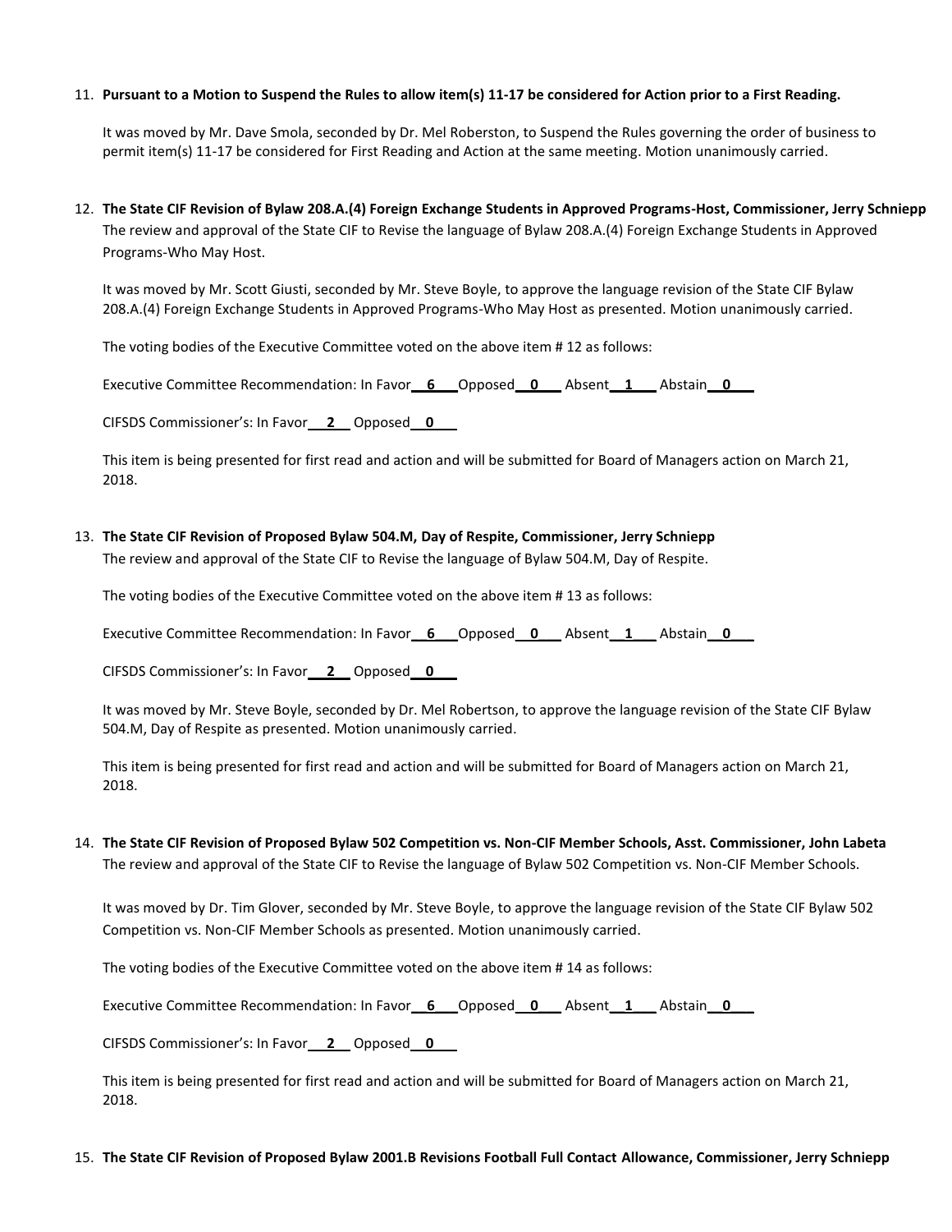11. **Pursuant to a Motion to Suspend the Rules to allow item(s) 11-17 be considered for Action prior to a First Reading.**

    It was moved by Mr. Dave Smola, seconded by Dr. Mel Roberston, to Suspend the Rules governing the order of business to permit item(s) 11-17 be considered for First Reading and Action at the same meeting. Motion unanimously carried.

12. **The State CIF Revision of Bylaw 208.A.(4) Foreign Exchange Students in Approved Programs-Host, Commissioner, Jerry Schniepp**
    The review and approval of the State CIF to Revise the language of Bylaw 208.A.(4) Foreign Exchange Students in Approved Programs-Who May Host.

    It was moved by Mr. Scott Giusti, seconded by Mr. Steve Boyle, to approve the language revision of the State CIF Bylaw 208.A.(4) Foreign Exchange Students in Approved Programs-Who May Host as presented. Motion unanimously carried.

    The voting bodies of the Executive Committee voted on the above item # 12 as follows:

    Executive Committee Recommendation: In Favor **6** Opposed **0** Absent **1** Abstain **0**

    CIFSDS Commissioner's: In Favor **2** Opposed **0**

    This item is being presented for first read and action and will be submitted for Board of Managers action on March 21, 2018.

13. **The State CIF Revision of Proposed Bylaw 504.M, Day of Respite, Commissioner, Jerry Schniepp**
    The review and approval of the State CIF to Revise the language of Bylaw 504.M, Day of Respite.

    The voting bodies of the Executive Committee voted on the above item # 13 as follows:

    Executive Committee Recommendation: In Favor **6** Opposed **0** Absent **1** Abstain **0**

    CIFSDS Commissioner's: In Favor **2** Opposed **0**

    It was moved by Mr. Steve Boyle, seconded by Dr. Mel Robertson, to approve the language revision of the State CIF Bylaw 504.M, Day of Respite as presented. Motion unanimously carried.

    This item is being presented for first read and action and will be submitted for Board of Managers action on March 21, 2018.

14. **The State CIF Revision of Proposed Bylaw 502 Competition vs. Non-CIF Member Schools, Asst. Commissioner, John Labeta**
    The review and approval of the State CIF to Revise the language of Bylaw 502 Competition vs. Non-CIF Member Schools.

    It was moved by Dr. Tim Glover, seconded by Mr. Steve Boyle, to approve the language revision of the State CIF Bylaw 502 Competition vs. Non-CIF Member Schools as presented. Motion unanimously carried.

    The voting bodies of the Executive Committee voted on the above item # 14 as follows:

    Executive Committee Recommendation: In Favor **6** Opposed **0** Absent **1** Abstain **0**

    CIFSDS Commissioner's: In Favor **2** Opposed **0**

    This item is being presented for first read and action and will be submitted for Board of Managers action on March 21, 2018.

15. **The State CIF Revision of Proposed Bylaw 2001.B Revisions Football Full Contact Allowance, Commissioner, Jerry Schniepp**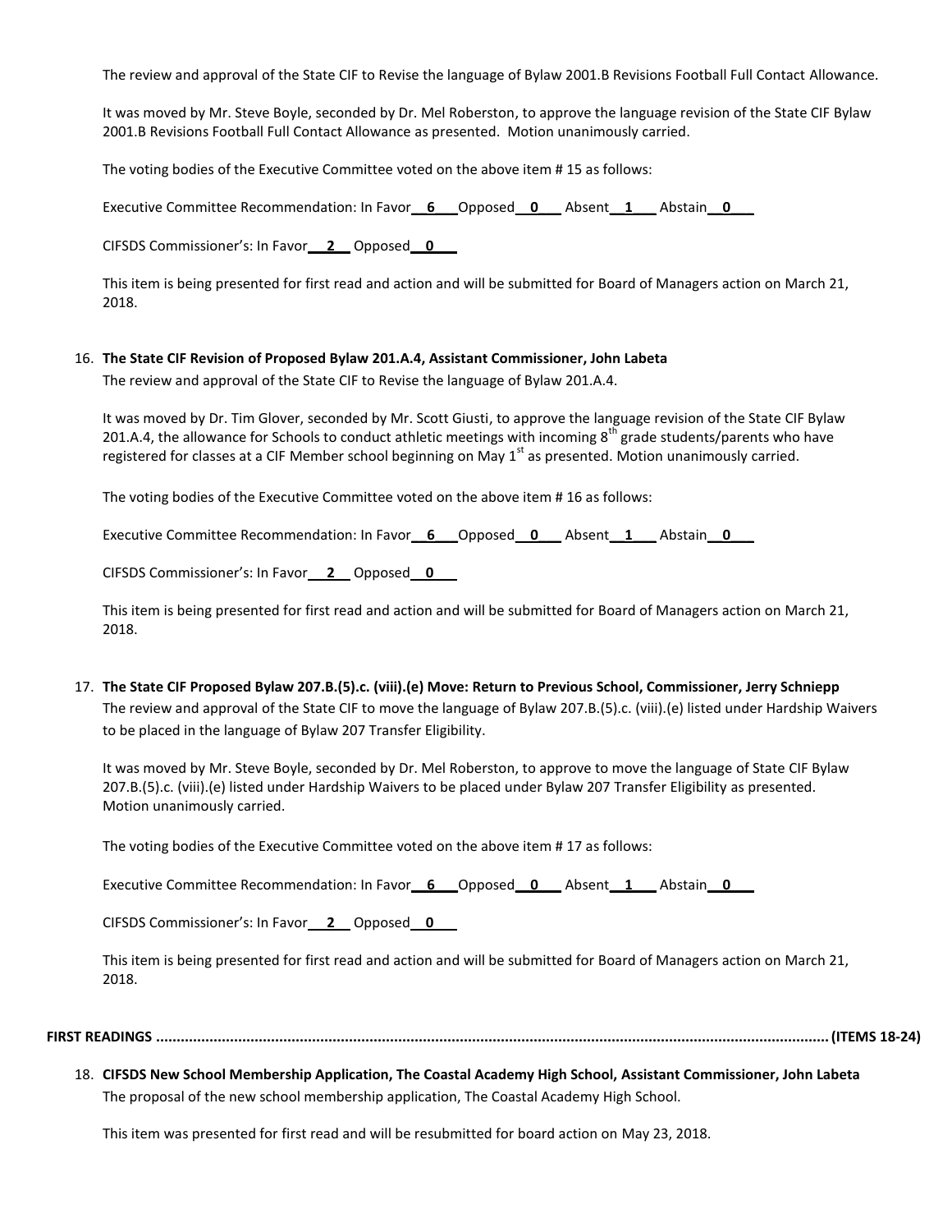The review and approval of the State CIF to Revise the language of Bylaw 2001.B Revisions Football Full Contact Allowance.

It was moved by Mr. Steve Boyle, seconded by Dr. Mel Roberston, to approve the language revision of the State CIF Bylaw 2001.B Revisions Football Full Contact Allowance as presented. Motion unanimously carried.

The voting bodies of the Executive Committee voted on the above item # 15 as follows:

Executive Committee Recommendation: In Favor **6** Opposed **0** Absent **1** Abstain **0**

CIFSDS Commissioner's: In Favor **2** Opposed **0**

This item is being presented for first read and action and will be submitted for Board of Managers action on March 21, 2018.

16. **The State CIF Revision of Proposed Bylaw 201.A.4, Assistant Commissioner, John Labeta**

    The review and approval of the State CIF to Revise the language of Bylaw 201.A.4.

    It was moved by Dr. Tim Glover, seconded by Mr. Scott Giusti, to approve the language revision of the State CIF Bylaw 201.A.4, the allowance for Schools to conduct athletic meetings with incoming 8th grade students/parents who have registered for classes at a CIF Member school beginning on May 1st as presented. Motion unanimously carried.

    The voting bodies of the Executive Committee voted on the above item # 16 as follows:

    Executive Committee Recommendation: In Favor **6** Opposed **0** Absent **1** Abstain **0**

    CIFSDS Commissioner's: In Favor **2** Opposed **0**

    This item is being presented for first read and action and will be submitted for Board of Managers action on March 21, 2018.

17. **The State CIF Proposed Bylaw 207.B.(5).c. (viii).(e) Move: Return to Previous School, Commissioner, Jerry Schniepp**

    The review and approval of the State CIF to move the language of Bylaw 207.B.(5).c. (viii).(e) listed under Hardship Waivers to be placed in the language of Bylaw 207 Transfer Eligibility.

    It was moved by Mr. Steve Boyle, seconded by Dr. Mel Roberston, to approve to move the language of State CIF Bylaw 207.B.(5).c. (viii).(e) listed under Hardship Waivers to be placed under Bylaw 207 Transfer Eligibility as presented. Motion unanimously carried.

    The voting bodies of the Executive Committee voted on the above item # 17 as follows:

    Executive Committee Recommendation: In Favor **6** Opposed **0** Absent **1** Abstain **0**

    CIFSDS Commissioner's: In Favor **2** Opposed **0**

    This item is being presented for first read and action and will be submitted for Board of Managers action on March 21, 2018.

**FIRST READINGS ........................................................................................................................................ (ITEMS 18-24)**

18. **CIFSDS New School Membership Application, The Coastal Academy High School, Assistant Commissioner, John Labeta**

    The proposal of the new school membership application, The Coastal Academy High School.

    This item was presented for first read and will be resubmitted for board action on May 23, 2018.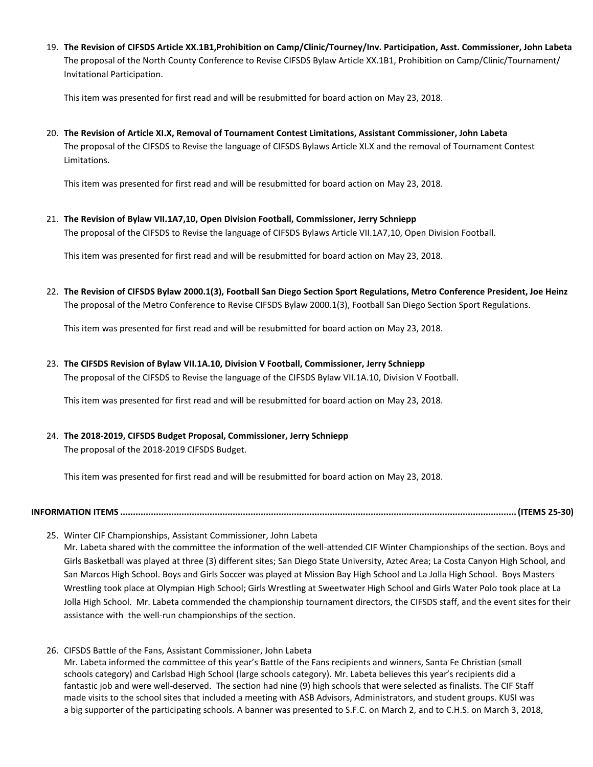19. **The Revision of CIFSDS Article XX.1B1,Prohibition on Camp/Clinic/Tourney/Inv. Participation, Asst. Commissioner, John Labeta**
    The proposal of the North County Conference to Revise CIFSDS Bylaw Article XX.1B1, Prohibition on Camp/Clinic/Tournament/ Invitational Participation.

    This item was presented for first read and will be resubmitted for board action on May 23, 2018.

20. **The Revision of Article XI.X, Removal of Tournament Contest Limitations, Assistant Commissioner, John Labeta**
    The proposal of the CIFSDS to Revise the language of CIFSDS Bylaws Article XI.X and the removal of Tournament Contest Limitations.

    This item was presented for first read and will be resubmitted for board action on May 23, 2018.

21. **The Revision of Bylaw VII.1A7,10, Open Division Football, Commissioner, Jerry Schniepp**
    The proposal of the CIFSDS to Revise the language of CIFSDS Bylaws Article VII.1A7,10, Open Division Football.

    This item was presented for first read and will be resubmitted for board action on May 23, 2018.

22. **The Revision of CIFSDS Bylaw 2000.1(3), Football San Diego Section Sport Regulations, Metro Conference President, Joe Heinz**
    The proposal of the Metro Conference to Revise CIFSDS Bylaw 2000.1(3), Football San Diego Section Sport Regulations.

    This item was presented for first read and will be resubmitted for board action on May 23, 2018.

23. **The CIFSDS Revision of Bylaw VII.1A.10, Division V Football, Commissioner, Jerry Schniepp**
    The proposal of the CIFSDS to Revise the language of the CIFSDS Bylaw VII.1A.10, Division V Football.

    This item was presented for first read and will be resubmitted for board action on May 23, 2018.

24. **The 2018-2019, CIFSDS Budget Proposal, Commissioner, Jerry Schniepp**
    The proposal of the 2018-2019 CIFSDS Budget.

    This item was presented for first read and will be resubmitted for board action on May 23, 2018.

**INFORMATION ITEMS ........................................................................................................................................... (ITEMS 25-30)**

25. Winter CIF Championships, Assistant Commissioner, John Labeta
    Mr. Labeta shared with the committee the information of the well-attended CIF Winter Championships of the section. Boys and Girls Basketball was played at three (3) different sites; San Diego State University, Aztec Area; La Costa Canyon High School, and San Marcos High School. Boys and Girls Soccer was played at Mission Bay High School and La Jolla High School. Boys Masters Wrestling took place at Olympian High School; Girls Wrestling at Sweetwater High School and Girls Water Polo took place at La Jolla High School. Mr. Labeta commended the championship tournament directors, the CIFSDS staff, and the event sites for their assistance with the well-run championships of the section.

26. CIFSDS Battle of the Fans, Assistant Commissioner, John Labeta
    Mr. Labeta informed the committee of this year's Battle of the Fans recipients and winners, Santa Fe Christian (small schools category) and Carlsbad High School (large schools category). Mr. Labeta believes this year's recipients did a fantastic job and were well-deserved. The section had nine (9) high schools that were selected as finalists. The CIF Staff made visits to the school sites that included a meeting with ASB Advisors, Administrators, and student groups. KUSI was a big supporter of the participating schools. A banner was presented to S.F.C. on March 2, and to C.H.S. on March 3, 2018,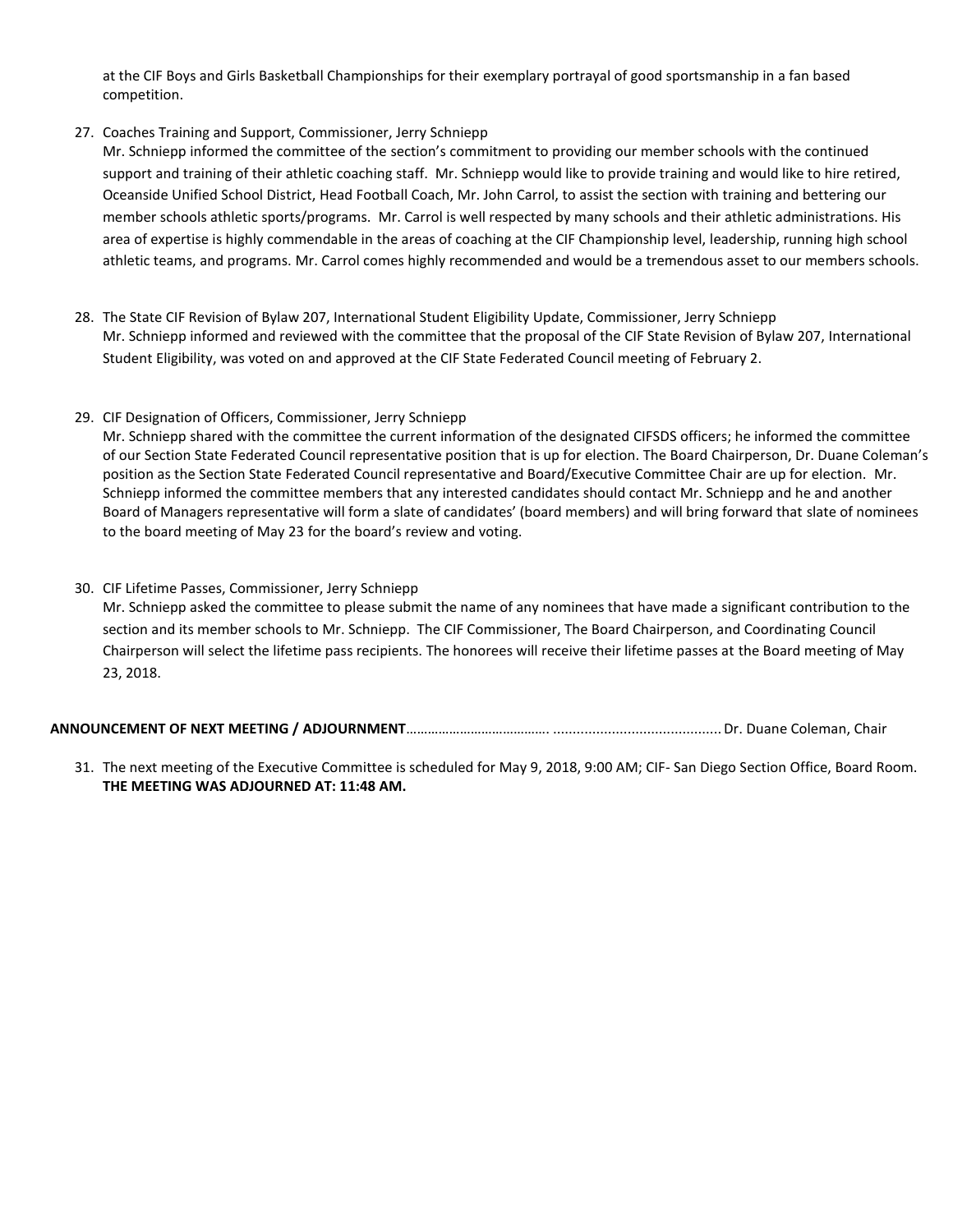at the CIF Boys and Girls Basketball Championships for their exemplary portrayal of good sportsmanship in a fan based competition.

27. Coaches Training and Support, Commissioner, Jerry Schniepp
    Mr. Schniepp informed the committee of the section's commitment to providing our member schools with the continued support and training of their athletic coaching staff. Mr. Schniepp would like to provide training and would like to hire retired, Oceanside Unified School District, Head Football Coach, Mr. John Carrol, to assist the section with training and bettering our member schools athletic sports/programs. Mr. Carrol is well respected by many schools and their athletic administrations. His area of expertise is highly commendable in the areas of coaching at the CIF Championship level, leadership, running high school athletic teams, and programs. Mr. Carrol comes highly recommended and would be a tremendous asset to our members schools.

28. The State CIF Revision of Bylaw 207, International Student Eligibility Update, Commissioner, Jerry Schniepp
    Mr. Schniepp informed and reviewed with the committee that the proposal of the CIF State Revision of Bylaw 207, International Student Eligibility, was voted on and approved at the CIF State Federated Council meeting of February 2.

29. CIF Designation of Officers, Commissioner, Jerry Schniepp
    Mr. Schniepp shared with the committee the current information of the designated CIFSDS officers; he informed the committee of our Section State Federated Council representative position that is up for election. The Board Chairperson, Dr. Duane Coleman's position as the Section State Federated Council representative and Board/Executive Committee Chair are up for election. Mr. Schniepp informed the committee members that any interested candidates should contact Mr. Schniepp and he and another Board of Managers representative will form a slate of candidates' (board members) and will bring forward that slate of nominees to the board meeting of May 23 for the board's review and voting.

30. CIF Lifetime Passes, Commissioner, Jerry Schniepp
    Mr. Schniepp asked the committee to please submit the name of any nominees that have made a significant contribution to the section and its member schools to Mr. Schniepp. The CIF Commissioner, The Board Chairperson, and Coordinating Council Chairperson will select the lifetime pass recipients. The honorees will receive their lifetime passes at the Board meeting of May 23, 2018.

**ANNOUNCEMENT OF NEXT MEETING / ADJOURNMENT**…………………………………. .......................................... Dr. Duane Coleman, Chair

31. The next meeting of the Executive Committee is scheduled for May 9, 2018, 9:00 AM; CIF- San Diego Section Office, Board Room.
    **THE MEETING WAS ADJOURNED AT: 11:48 AM.**